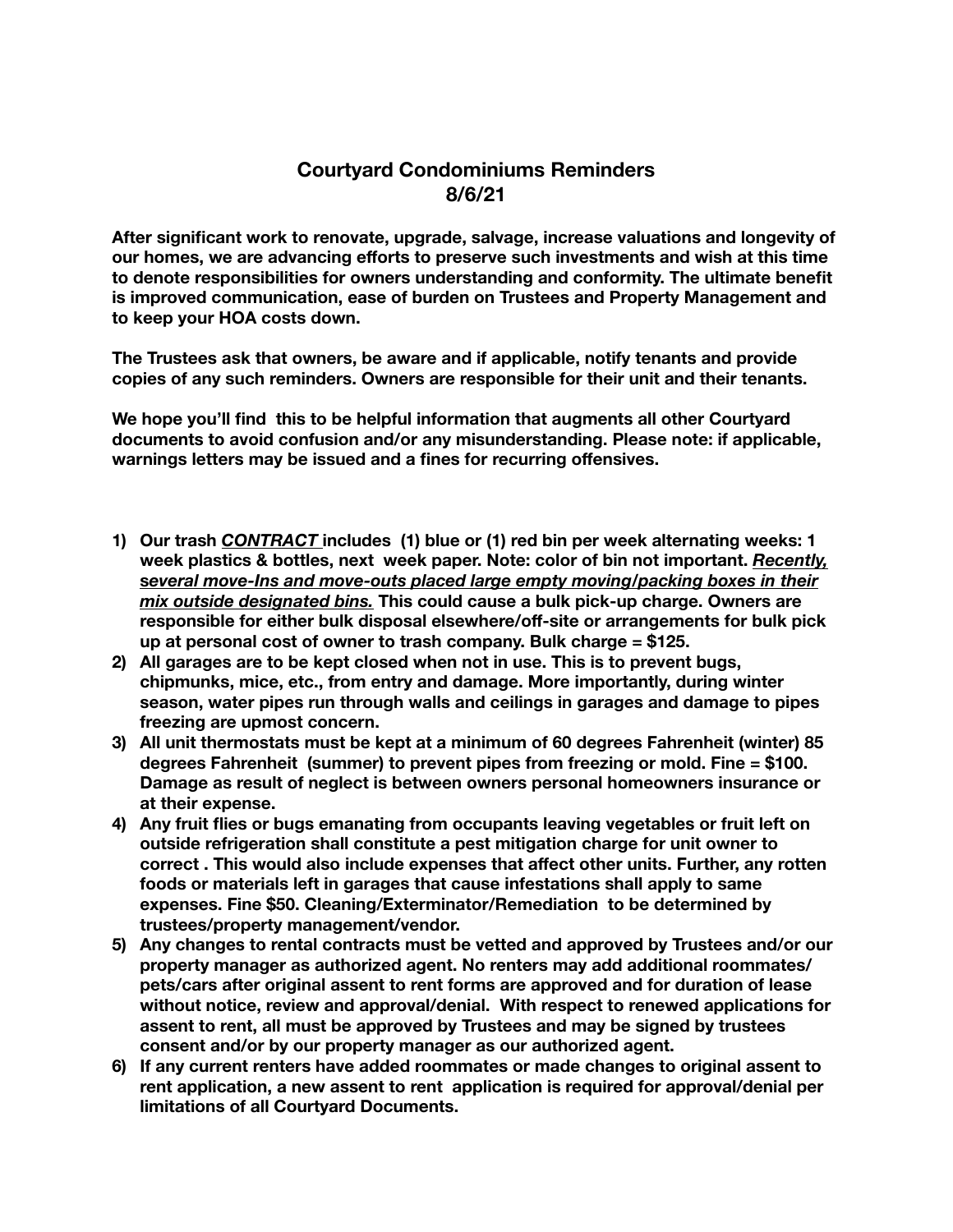# Courtyard Condominiums Reminders
## 8/6/21

**After significant work to renovate, upgrade, salvage, increase valuations and longevity of our homes, we are advancing efforts to preserve such investments and wish at this time to denote responsibilities for owners understanding and conformity. The ultimate benefit is improved communication, ease of burden on Trustees and Property Management and to keep your HOA costs down.**

**The Trustees ask that owners, be aware and if applicable, notify tenants and provide copies of any such reminders. Owners are responsible for their unit and their tenants.**

**We hope you'll find this to be helpful information that augments all other Courtyard documents to avoid confusion and/or any misunderstanding. Please note: if applicable, warnings letters may be issued and a fines for recurring offensives.**

1) **Our trash *CONTRACT* includes (1) blue or (1) red bin per week alternating weeks: 1 week plastics & bottles, next week paper. Note: color of bin not important. *Recently, several move-Ins and move-outs placed large empty moving/packing boxes in their mix outside designated bins.* This could cause a bulk pick-up charge. Owners are responsible for either bulk disposal elsewhere/off-site or arrangements for bulk pick up at personal cost of owner to trash company. Bulk charge = $125.**
2) **All garages are to be kept closed when not in use. This is to prevent bugs, chipmunks, mice, etc., from entry and damage. More importantly, during winter season, water pipes run through walls and ceilings in garages and damage to pipes freezing are upmost concern.**
3) **All unit thermostats must be kept at a minimum of 60 degrees Fahrenheit (winter) 85 degrees Fahrenheit (summer) to prevent pipes from freezing or mold. Fine = $100. Damage as result of neglect is between owners personal homeowners insurance or at their expense.**
4) **Any fruit flies or bugs emanating from occupants leaving vegetables or fruit left on outside refrigeration shall constitute a pest mitigation charge for unit owner to correct . This would also include expenses that affect other units. Further, any rotten foods or materials left in garages that cause infestations shall apply to same expenses. Fine $50. Cleaning/Exterminator/Remediation to be determined by trustees/property management/vendor.**
5) **Any changes to rental contracts must be vetted and approved by Trustees and/or our property manager as authorized agent. No renters may add additional roommates/ pets/cars after original assent to rent forms are approved and for duration of lease without notice, review and approval/denial. With respect to renewed applications for assent to rent, all must be approved by Trustees and may be signed by trustees consent and/or by our property manager as our authorized agent.**
6) **If any current renters have added roommates or made changes to original assent to rent application, a new assent to rent application is required for approval/denial per limitations of all Courtyard Documents.**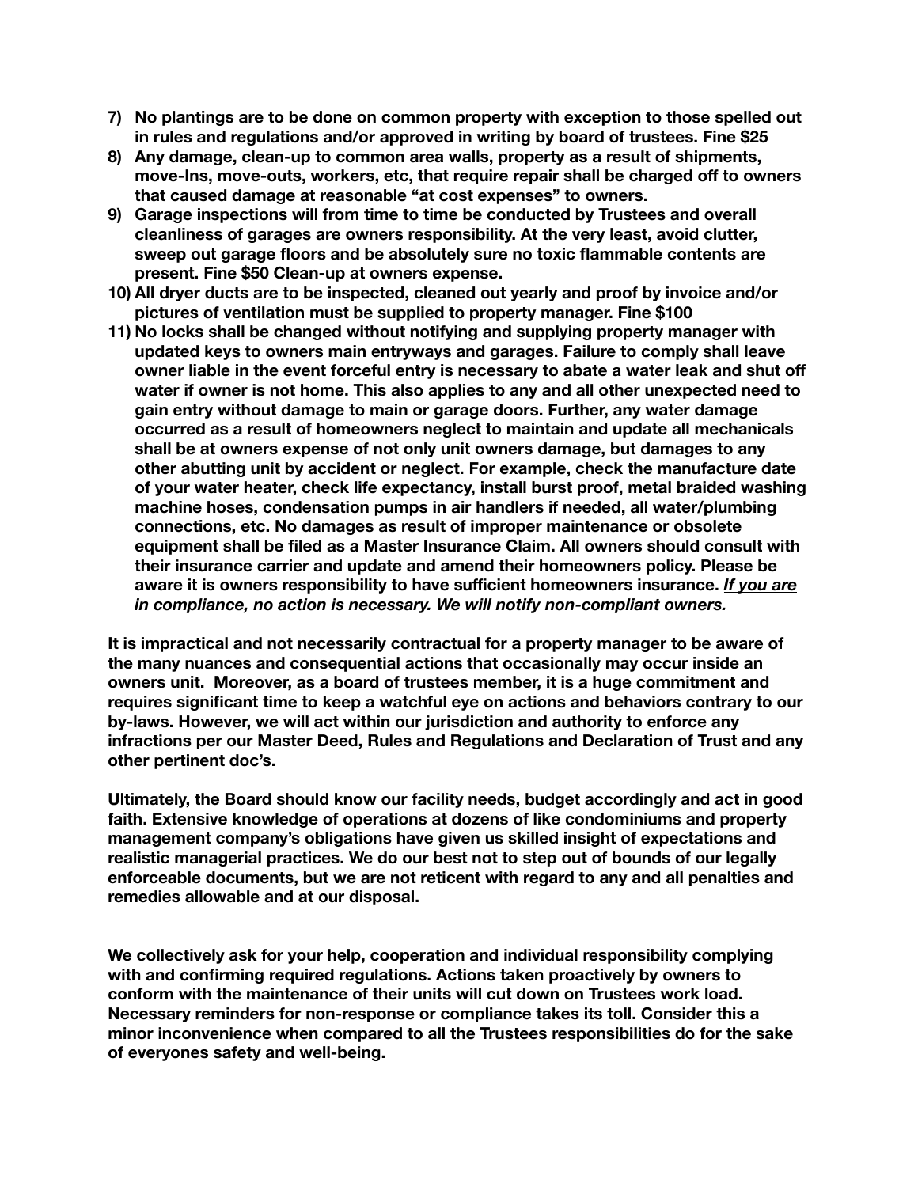7) **No plantings are to be done on common property with exception to those spelled out in rules and regulations and/or approved in writing by board of trustees. Fine $25**
8) **Any damage, clean-up to common area walls, property as a result of shipments, move-Ins, move-outs, workers, etc, that require repair shall be charged off to owners that caused damage at reasonable "at cost expenses" to owners.**
9) **Garage inspections will from time to time be conducted by Trustees and overall cleanliness of garages are owners responsibility. At the very least, avoid clutter, sweep out garage floors and be absolutely sure no toxic flammable contents are present. Fine $50 Clean-up at owners expense.**
10) **All dryer ducts are to be inspected, cleaned out yearly and proof by invoice and/or pictures of ventilation must be supplied to property manager. Fine $100**
11) **No locks shall be changed without notifying and supplying property manager with updated keys to owners main entryways and garages. Failure to comply shall leave owner liable in the event forceful entry is necessary to abate a water leak and shut off water if owner is not home. This also applies to any and all other unexpected need to gain entry without damage to main or garage doors. Further, any water damage occurred as a result of homeowners neglect to maintain and update all mechanicals shall be at owners expense of not only unit owners damage, but damages to any other abutting unit by accident or neglect. For example, check the manufacture date of your water heater, check life expectancy, install burst proof, metal braided washing machine hoses, condensation pumps in air handlers if needed, all water/plumbing connections, etc. No damages as result of improper maintenance or obsolete equipment shall be filed as a Master Insurance Claim. All owners should consult with their insurance carrier and update and amend their homeowners policy. Please be aware it is owners responsibility to have sufficient homeowners insurance. *<u>If you are in compliance, no action is necessary. We will notify non-compliant owners.</u>***

**It is impractical and not necessarily contractual for a property manager to be aware of the many nuances and consequential actions that occasionally may occur inside an owners unit. Moreover, as a board of trustees member, it is a huge commitment and requires significant time to keep a watchful eye on actions and behaviors contrary to our by-laws. However, we will act within our jurisdiction and authority to enforce any infractions per our Master Deed, Rules and Regulations and Declaration of Trust and any other pertinent doc's.**

**Ultimately, the Board should know our facility needs, budget accordingly and act in good faith. Extensive knowledge of operations at dozens of like condominiums and property management company's obligations have given us skilled insight of expectations and realistic managerial practices. We do our best not to step out of bounds of our legally enforceable documents, but we are not reticent with regard to any and all penalties and remedies allowable and at our disposal.**

**We collectively ask for your help, cooperation and individual responsibility complying with and confirming required regulations. Actions taken proactively by owners to conform with the maintenance of their units will cut down on Trustees work load. Necessary reminders for non-response or compliance takes its toll. Consider this a minor inconvenience when compared to all the Trustees responsibilities do for the sake of everyones safety and well-being.**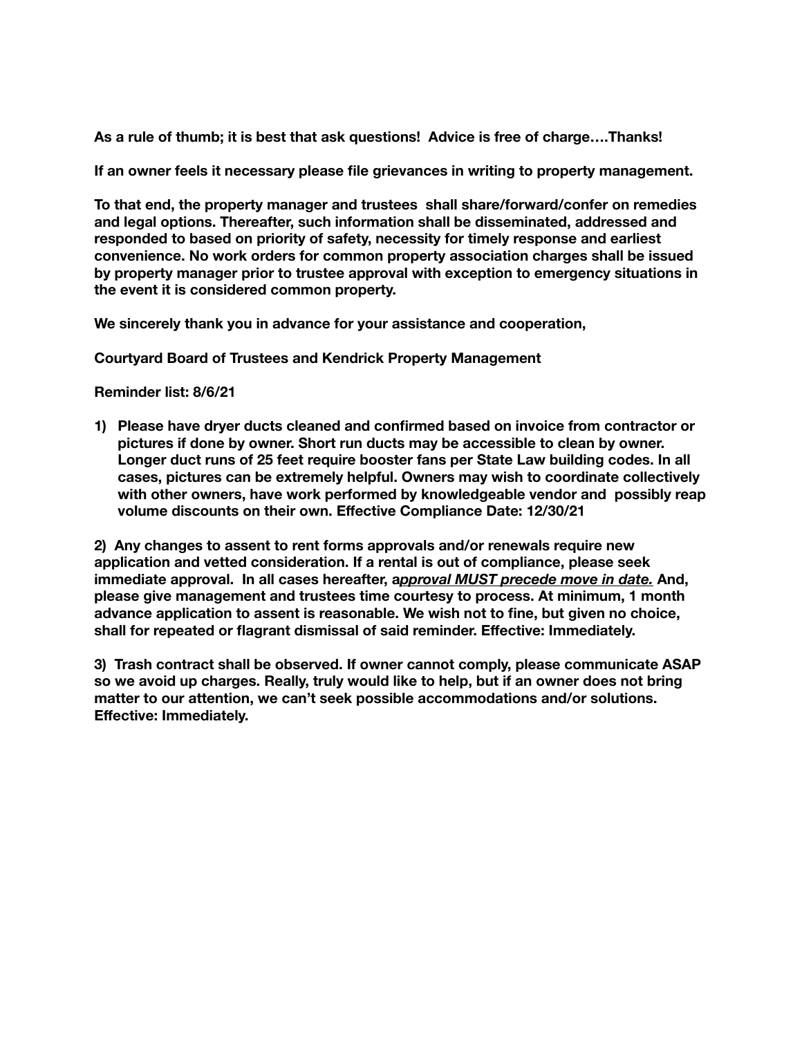**As a rule of thumb; it is best that ask questions! Advice is free of charge….Thanks!**

**If an owner feels it necessary please file grievances in writing to property management.**

**To that end, the property manager and trustees shall share/forward/confer on remedies and legal options. Thereafter, such information shall be disseminated, addressed and responded to based on priority of safety, necessity for timely response and earliest convenience. No work orders for common property association charges shall be issued by property manager prior to trustee approval with exception to emergency situations in the event it is considered common property.**

**We sincerely thank you in advance for your assistance and cooperation,**

**Courtyard Board of Trustees and Kendrick Property Management**

**Reminder list: 8/6/21**

1) **Please have dryer ducts cleaned and confirmed based on invoice from contractor or pictures if done by owner. Short run ducts may be accessible to clean by owner. Longer duct runs of 25 feet require booster fans per State Law building codes. In all cases, pictures can be extremely helpful. Owners may wish to coordinate collectively with other owners, have work performed by knowledgeable vendor and possibly reap volume discounts on their own. Effective Compliance Date: 12/30/21**

2) **Any changes to assent to rent forms approvals and/or renewals require new application and vetted consideration. If a rental is out of compliance, please seek immediate approval. In all cases hereafter, a*<u>pproval MUST precede move in date.</u>* And, please give management and trustees time courtesy to process. At minimum, 1 month advance application to assent is reasonable. We wish not to fine, but given no choice, shall for repeated or flagrant dismissal of said reminder. Effective: Immediately.**

3) **Trash contract shall be observed. If owner cannot comply, please communicate ASAP so we avoid up charges. Really, truly would like to help, but if an owner does not bring matter to our attention, we can't seek possible accommodations and/or solutions. Effective: Immediately.**